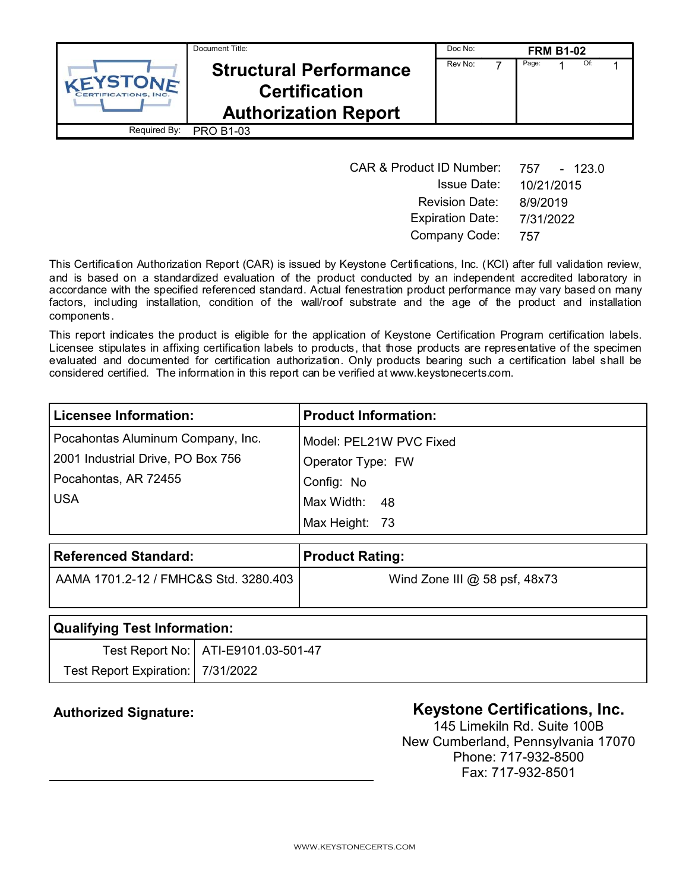| KEYSTONE Certifications, Inc. | Document Title: **Structural Performance Certification Authorization Report** | Doc No: **FRM B1-02** | |
|---|---|---|---|
| | | Rev No: 7 | Page: 1 Of: 1 |
| Required By: | PRO B1-03 | | |

| | |
|---|---|
| CAR & Product ID Number: | 757 - 123.0 |
| Issue Date: | 10/21/2015 |
| Revision Date: | 8/9/2019 |
| Expiration Date: | 7/31/2022 |
| Company Code: | 757 |

This Certification Authorization Report (CAR) is issued by Keystone Certifications, Inc. (KCI) after full validation review, and is based on a standardized evaluation of the product conducted by an independent accredited laboratory in accordance with the specified referenced standard. Actual fenestration product performance may vary based on many factors, including installation, condition of the wall/roof substrate and the age of the product and installation components.

This report indicates the product is eligible for the application of Keystone Certification Program certification labels. Licensee stipulates in affixing certification labels to products, that those products are representative of the specimen evaluated and documented for certification authorization. Only products bearing such a certification label shall be considered certified. The information in this report can be verified at www.keystonecerts.com.

| Licensee Information: | Product Information: |
|---|---|
| Pocahontas Aluminum Company, Inc.<br>2001 Industrial Drive, PO Box 756<br>Pocahontas, AR 72455<br>USA | Model: PEL21W PVC Fixed<br>Operator Type: FW<br>Config: No<br>Max Width: 48<br>Max Height: 73 |

| Referenced Standard: | Product Rating: |
|---|---|
| AAMA 1701.2-12 / FMHC&S Std. 3280.403 | Wind Zone III @ 58 psf, 48x73 |

| Qualifying Test Information: | |
|---|---|
| Test Report No: | ATI-E9101.03-501-47 |
| Test Report Expiration: | 7/31/2022 |

**Authorized Signature:**

**Keystone Certifications, Inc.**
145 Limekiln Rd. Suite 100B
New Cumberland, Pennsylvania 17070
Phone: 717-932-8500
Fax: 717-932-8501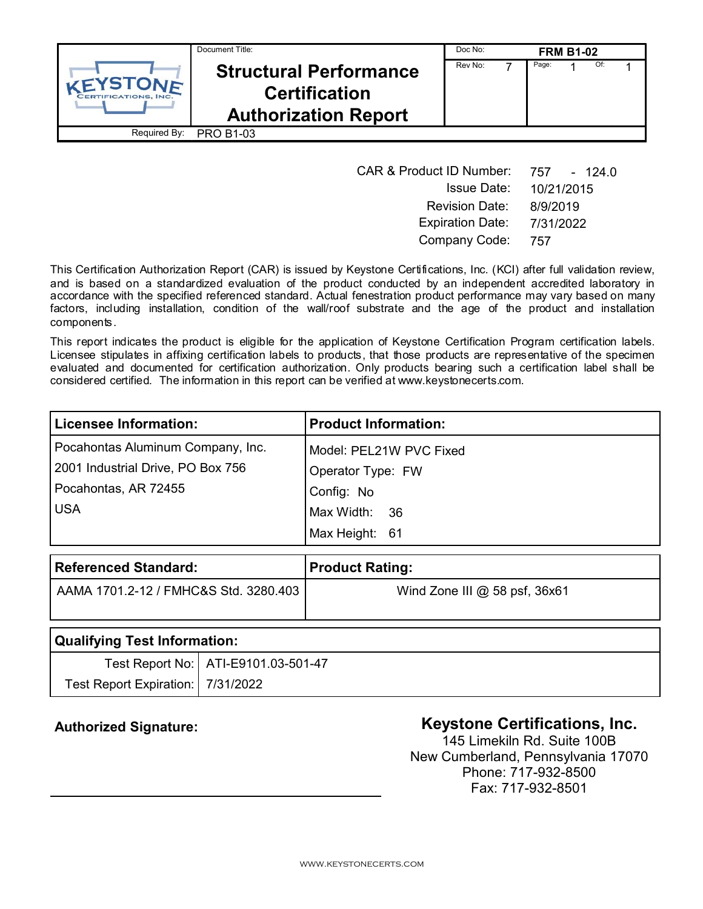| | Document Title: | Doc No: FRM B1-02 |
|---|---|---|
| KEYSTONE CERTIFICATIONS, INC. | **Structural Performance Certification Authorization Report** | Rev No: 7 |
| Required By: | PRO B1-03 | |

| | |
|---|---|
| CAR & Product ID Number: | 757 - 124.0 |
| Issue Date: | 10/21/2015 |
| Revision Date: | 8/9/2019 |
| Expiration Date: | 7/31/2022 |
| Company Code: | 757 |

This Certification Authorization Report (CAR) is issued by Keystone Certifications, Inc. (KCI) after full validation review, and is based on a standardized evaluation of the product conducted by an independent accredited laboratory in accordance with the specified referenced standard. Actual fenestration product performance may vary based on many factors, including installation, condition of the wall/roof substrate and the age of the product and installation components.

This report indicates the product is eligible for the application of Keystone Certification Program certification labels. Licensee stipulates in affixing certification labels to products, that those products are representative of the specimen evaluated and documented for certification authorization. Only products bearing such a certification label shall be considered certified. The information in this report can be verified at www.keystonecerts.com.

| **Licensee Information:** | **Product Information:** |
|---|---|
| Pocahontas Aluminum Company, Inc. | Model: PEL21W PVC Fixed |
| 2001 Industrial Drive, PO Box 756 | Operator Type: FW |
| Pocahontas, AR 72455 | Config: No |
| USA | Max Width: 36 |
| | Max Height: 61 |

| **Referenced Standard:** | **Product Rating:** |
|---|---|
| AAMA 1701.2-12 / FMHC&S Std. 3280.403 | Wind Zone III @ 58 psf, 36x61 |

| **Qualifying Test Information:** | |
|---|---|
| Test Report No: | ATI-E9101.03-501-47 |
| Test Report Expiration: | 7/31/2022 |

**Authorized Signature:**

**Keystone Certifications, Inc.**
145 Limekiln Rd. Suite 100B
New Cumberland, Pennsylvania 17070
Phone: 717-932-8500
Fax: 717-932-8501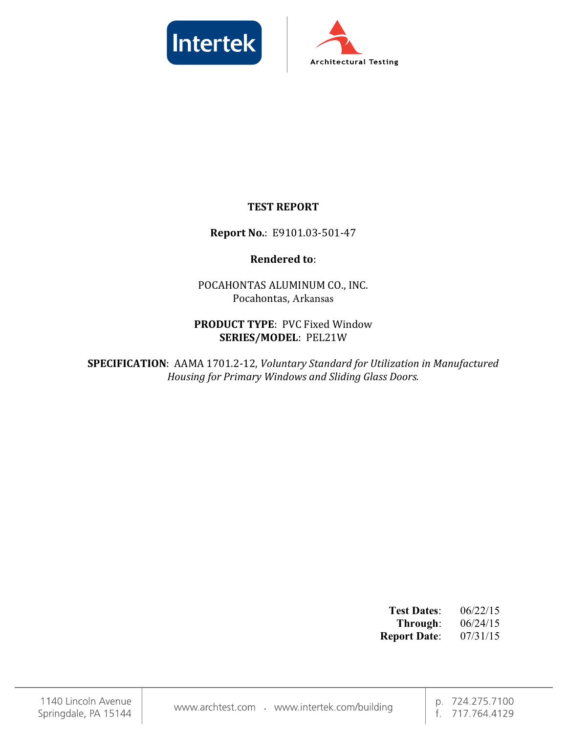Intertek

Architectural Testing

**TEST REPORT**

**Report No.**: E9101.03-501-47

**Rendered to**:

POCAHONTAS ALUMINUM CO., INC.
Pocahontas, Arkansas

**PRODUCT TYPE**: PVC Fixed Window
**SERIES/MODEL**: PEL21W

**SPECIFICATION**: AAMA 1701.2-12, *Voluntary Standard for Utilization in Manufactured Housing for Primary Windows and Sliding Glass Doors.*

**Test Dates**: 06/22/15
**Through**: 06/24/15
**Report Date**: 07/31/15

1140 Lincoln Avenue
Springdale, PA 15144

www.archtest.com • www.intertek.com/building

p. 724.275.7100
f. 717.764.4129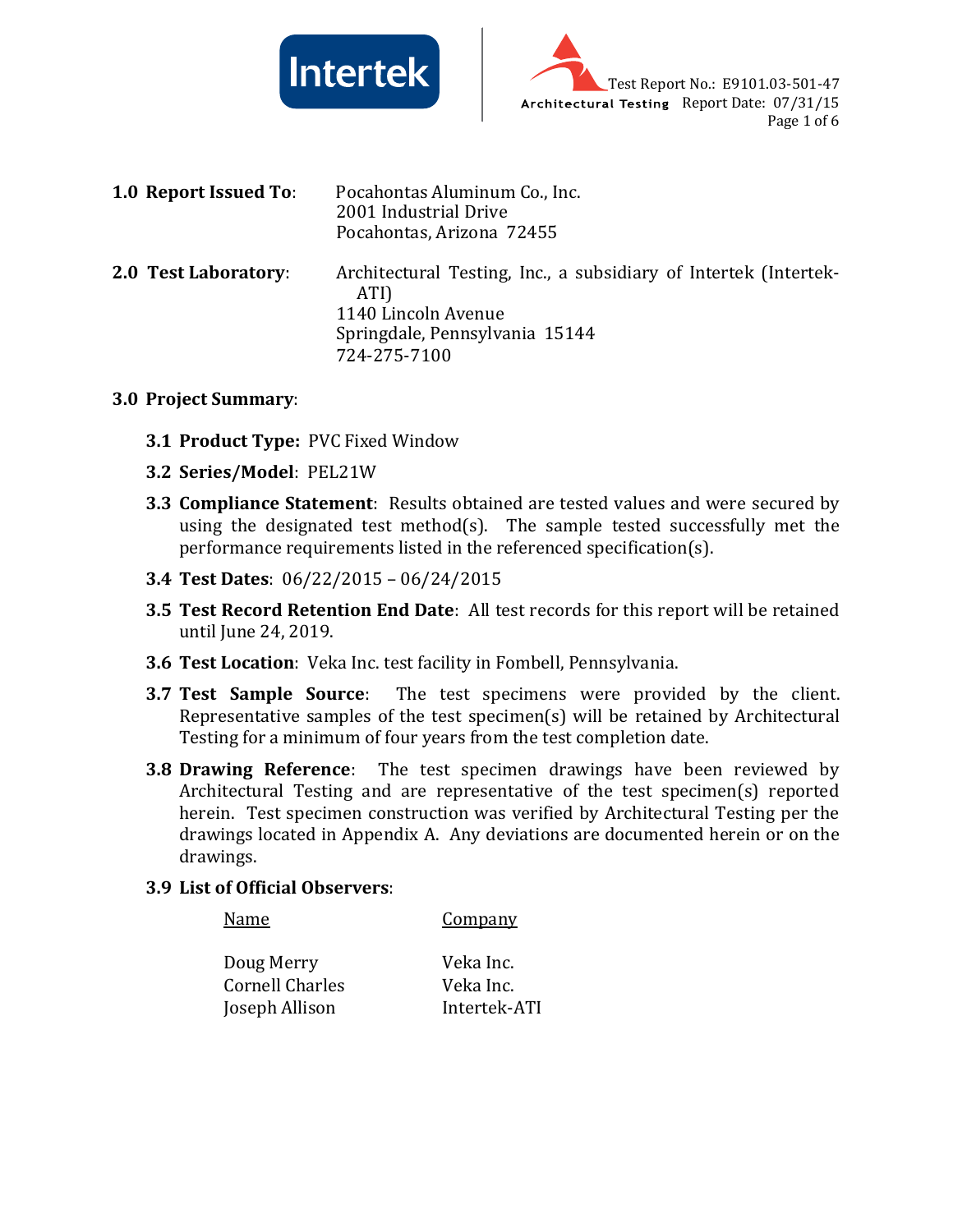**1.0 Report Issued To**: Pocahontas Aluminum Co., Inc.
2001 Industrial Drive
Pocahontas, Arizona 72455

**2.0 Test Laboratory**: Architectural Testing, Inc., a subsidiary of Intertek (Intertek-ATI)
1140 Lincoln Avenue
Springdale, Pennsylvania 15144
724-275-7100

**3.0 Project Summary**:

**3.1 Product Type:** PVC Fixed Window

**3.2 Series/Model**: PEL21W

**3.3 Compliance Statement**: Results obtained are tested values and were secured by using the designated test method(s). The sample tested successfully met the performance requirements listed in the referenced specification(s).

**3.4 Test Dates**: 06/22/2015 – 06/24/2015

**3.5 Test Record Retention End Date**: All test records for this report will be retained until June 24, 2019.

**3.6 Test Location**: Veka Inc. test facility in Fombell, Pennsylvania.

**3.7 Test Sample Source**: The test specimens were provided by the client. Representative samples of the test specimen(s) will be retained by Architectural Testing for a minimum of four years from the test completion date.

**3.8 Drawing Reference**: The test specimen drawings have been reviewed by Architectural Testing and are representative of the test specimen(s) reported herein. Test specimen construction was verified by Architectural Testing per the drawings located in Appendix A. Any deviations are documented herein or on the drawings.

**3.9 List of Official Observers**:

| Name | Company |
|---|---|
| Doug Merry | Veka Inc. |
| Cornell Charles | Veka Inc. |
| Joseph Allison | Intertek-ATI |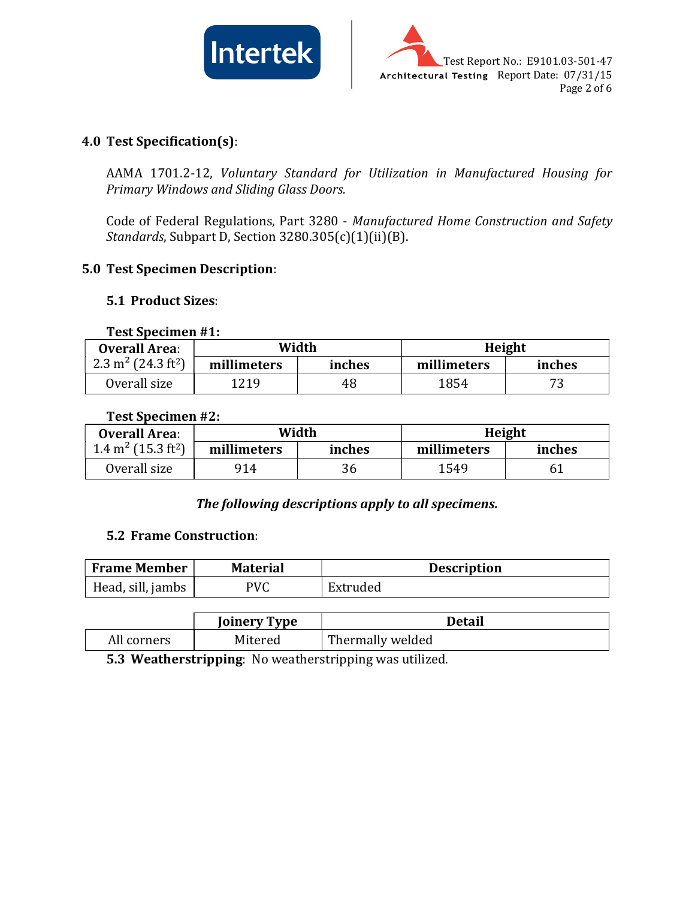## 4.0 Test Specification(s):

AAMA 1701.2-12, *Voluntary Standard for Utilization in Manufactured Housing for Primary Windows and Sliding Glass Doors.*

Code of Federal Regulations, Part 3280 - *Manufactured Home Construction and Safety Standards*, Subpart D, Section 3280.305(c)(1)(ii)(B).

## 5.0 Test Specimen Description:

### 5.1 Product Sizes:

**Test Specimen #1:**

| **Overall Area:** 2.3 m$^2$ (24.3 ft$^2$) | **Width** | | **Height** | |
|---|---|---|---|---|
| | **millimeters** | **inches** | **millimeters** | **inches** |
| Overall size | 1219 | 48 | 1854 | 73 |

**Test Specimen #2:**

| **Overall Area:** 1.4 m$^2$ (15.3 ft$^2$) | **Width** | | **Height** | |
|---|---|---|---|---|
| | **millimeters** | **inches** | **millimeters** | **inches** |
| Overall size | 914 | 36 | 1549 | 61 |

***The following descriptions apply to all specimens.***

### 5.2 Frame Construction:

| Frame Member | Material | Description |
|---|---|---|
| Head, sill, jambs | PVC | Extruded |

| | Joinery Type | Detail |
|---|---|---|
| All corners | Mitered | Thermally welded |

**5.3 Weatherstripping**: No weatherstripping was utilized.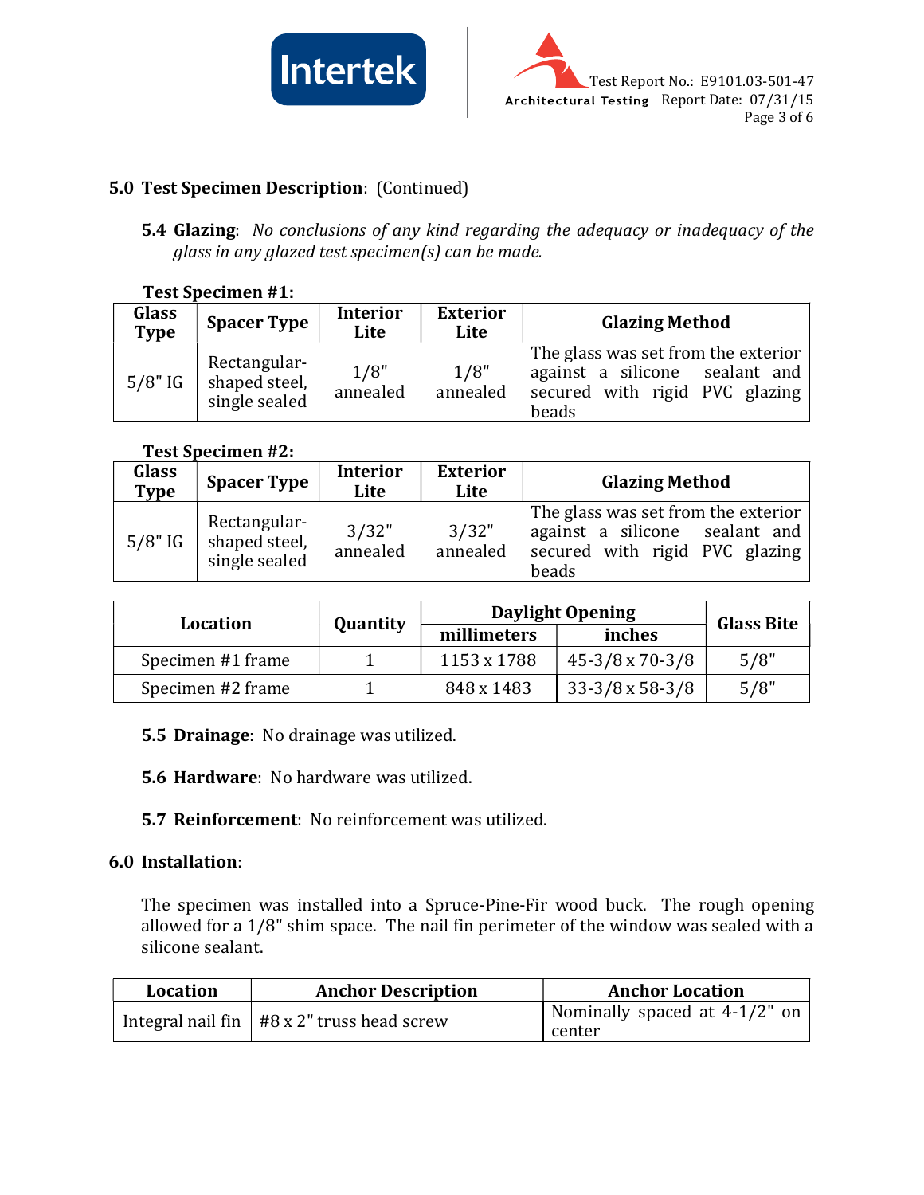## 5.0 Test Specimen Description: (Continued)

**5.4 Glazing**: *No conclusions of any kind regarding the adequacy or inadequacy of the glass in any glazed test specimen(s) can be made.*

**Test Specimen #1:**

| Glass Type | Spacer Type | Interior Lite | Exterior Lite | Glazing Method |
|---|---|---|---|---|
| 5/8" IG | Rectangular-shaped steel, single sealed | 1/8" annealed | 1/8" annealed | The glass was set from the exterior against a silicone sealant and secured with rigid PVC glazing beads |

**Test Specimen #2:**

| Glass Type | Spacer Type | Interior Lite | Exterior Lite | Glazing Method |
|---|---|---|---|---|
| 5/8" IG | Rectangular-shaped steel, single sealed | 3/32" annealed | 3/32" annealed | The glass was set from the exterior against a silicone sealant and secured with rigid PVC glazing beads |

| Location | Quantity | Daylight Opening | | Glass Bite |
|---|---|---|---|---|
| | | millimeters | inches | |
| Specimen #1 frame | 1 | 1153 x 1788 | 45-3/8 x 70-3/8 | 5/8" |
| Specimen #2 frame | 1 | 848 x 1483 | 33-3/8 x 58-3/8 | 5/8" |

**5.5 Drainage**: No drainage was utilized.

**5.6 Hardware**: No hardware was utilized.

**5.7 Reinforcement**: No reinforcement was utilized.

## 6.0 Installation:

The specimen was installed into a Spruce-Pine-Fir wood buck. The rough opening allowed for a 1/8" shim space. The nail fin perimeter of the window was sealed with a silicone sealant.

| Location | Anchor Description | Anchor Location |
|---|---|---|
| Integral nail fin | #8 x 2" truss head screw | Nominally spaced at 4-1/2" on center |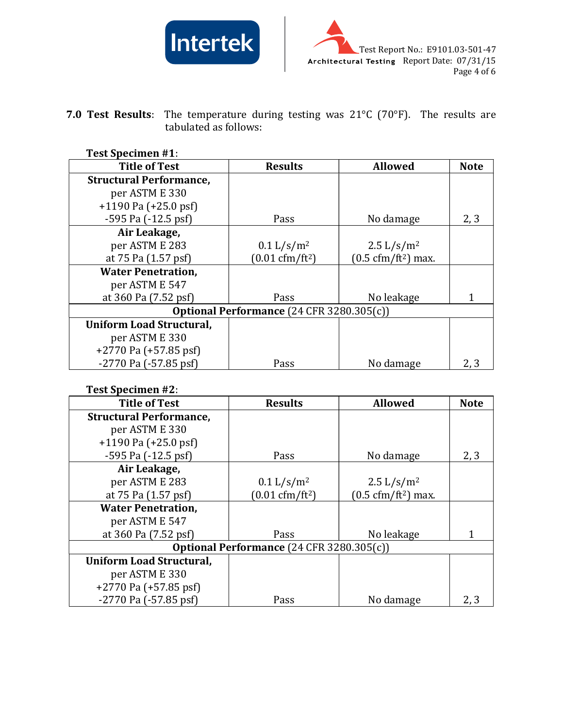**7.0 Test Results**: The temperature during testing was 21°C (70°F). The results are tabulated as follows:

**Test Specimen #1**:

| Title of Test | Results | Allowed | Note |
|---|---|---|---|
| **Structural Performance,** per ASTM E 330 +1190 Pa (+25.0 psf) -595 Pa (-12.5 psf) | Pass | No damage | 2, 3 |
| **Air Leakage,** per ASTM E 283 at 75 Pa (1.57 psf) | 0.1 L/s/m$^2$ (0.01 cfm/ft$^2$) | 2.5 L/s/m$^2$ (0.5 cfm/ft$^2$) max. | |
| **Water Penetration,** per ASTM E 547 at 360 Pa (7.52 psf) | Pass | No leakage | 1 |
| **Optional Performance** (24 CFR 3280.305(c)) | | | |
| **Uniform Load Structural,** per ASTM E 330 +2770 Pa (+57.85 psf) -2770 Pa (-57.85 psf) | Pass | No damage | 2, 3 |

**Test Specimen #2**:

| Title of Test | Results | Allowed | Note |
|---|---|---|---|
| **Structural Performance,** per ASTM E 330 +1190 Pa (+25.0 psf) -595 Pa (-12.5 psf) | Pass | No damage | 2, 3 |
| **Air Leakage,** per ASTM E 283 at 75 Pa (1.57 psf) | 0.1 L/s/m$^2$ (0.01 cfm/ft$^2$) | 2.5 L/s/m$^2$ (0.5 cfm/ft$^2$) max. | |
| **Water Penetration,** per ASTM E 547 at 360 Pa (7.52 psf) | Pass | No leakage | 1 |
| **Optional Performance** (24 CFR 3280.305(c)) | | | |
| **Uniform Load Structural,** per ASTM E 330 +2770 Pa (+57.85 psf) -2770 Pa (-57.85 psf) | Pass | No damage | 2, 3 |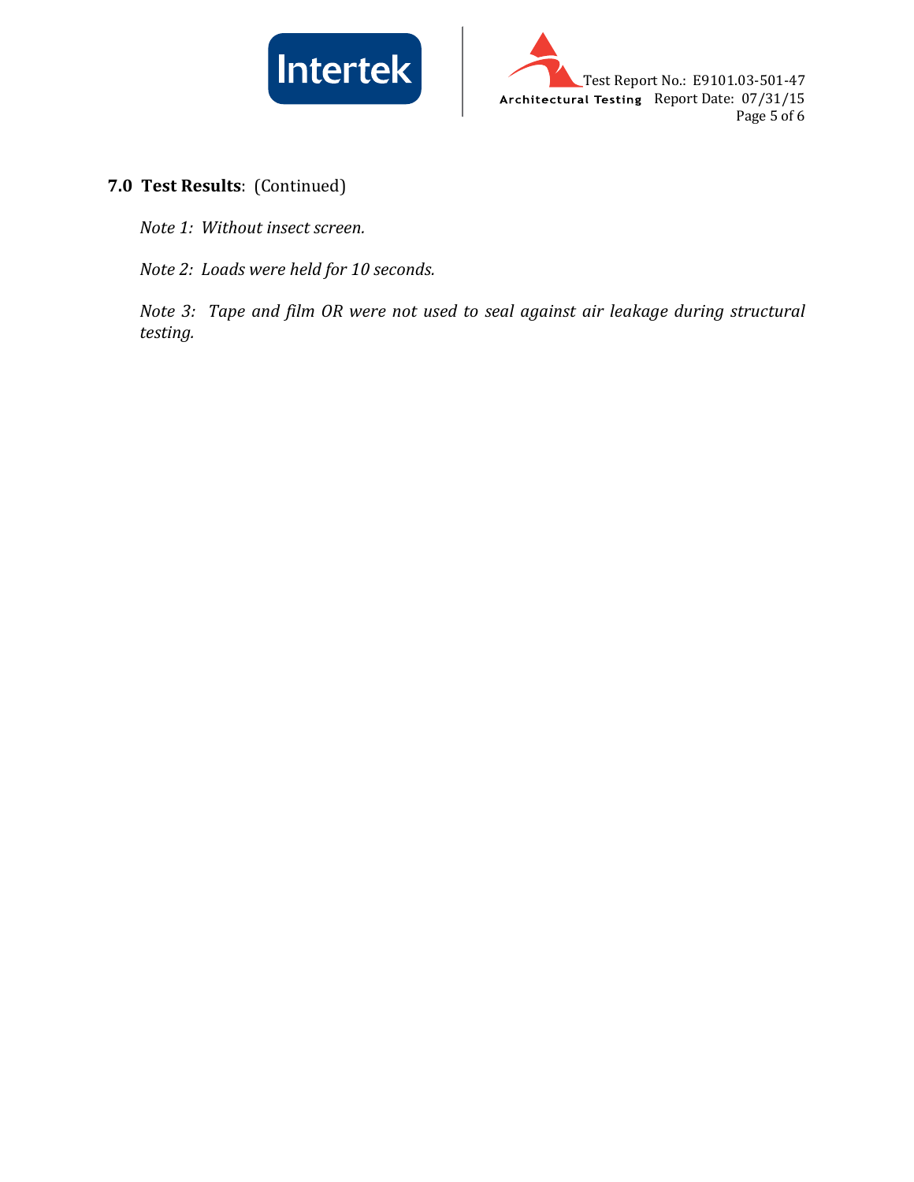**7.0 Test Results**: (Continued)

*Note 1: Without insect screen.*

*Note 2: Loads were held for 10 seconds.*

*Note 3: Tape and film OR were not used to seal against air leakage during structural testing.*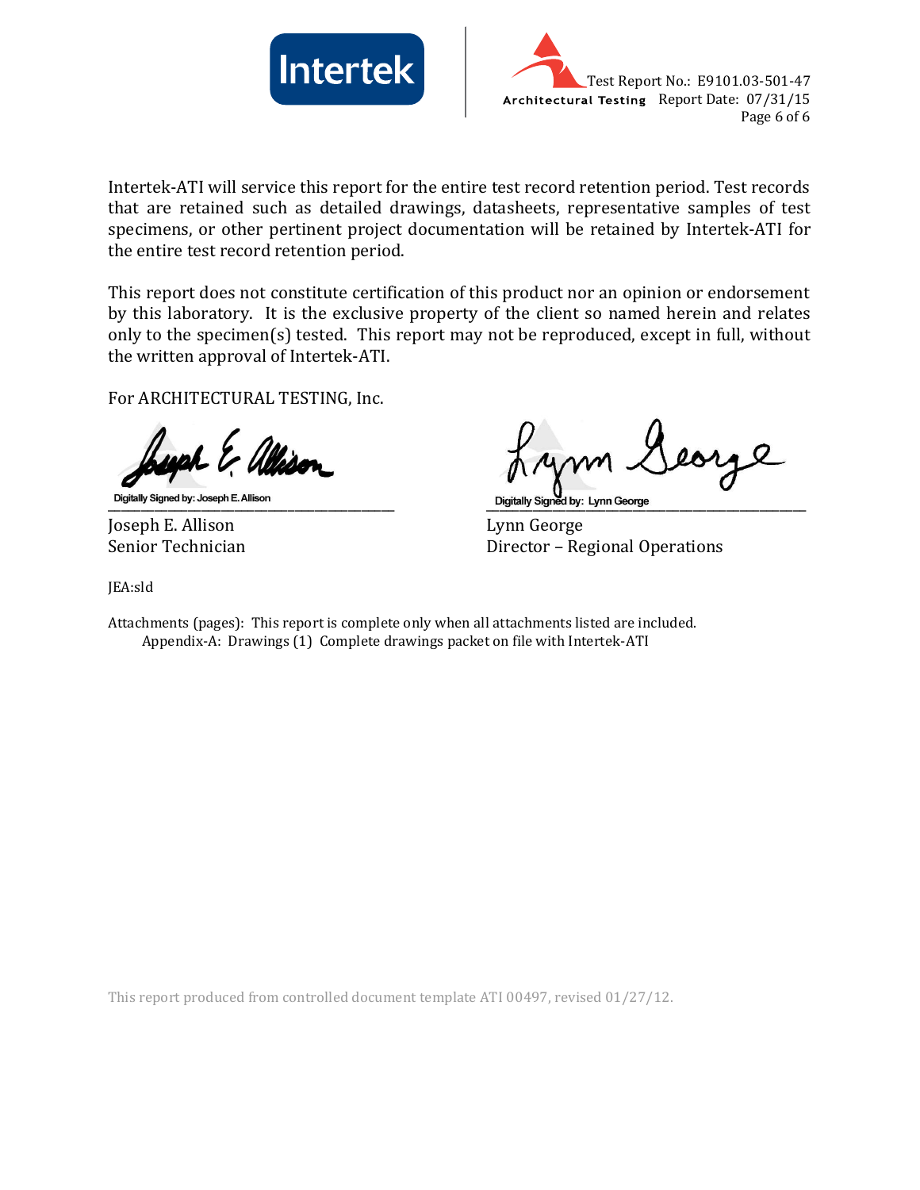Intertek-ATI will service this report for the entire test record retention period. Test records that are retained such as detailed drawings, datasheets, representative samples of test specimens, or other pertinent project documentation will be retained by Intertek-ATI for the entire test record retention period.

This report does not constitute certification of this product nor an opinion or endorsement by this laboratory. It is the exclusive property of the client so named herein and relates only to the specimen(s) tested. This report may not be reproduced, except in full, without the written approval of Intertek-ATI.

For ARCHITECTURAL TESTING, Inc.

Digitally Signed by: Joseph E. Allison

Joseph E. Allison
Senior Technician

Digitally Signed by: Lynn George

Lynn George
Director – Regional Operations

JEA:sld

Attachments (pages): This report is complete only when all attachments listed are included.
Appendix-A: Drawings (1) Complete drawings packet on file with Intertek-ATI

This report produced from controlled document template ATI 00497, revised 01/27/12.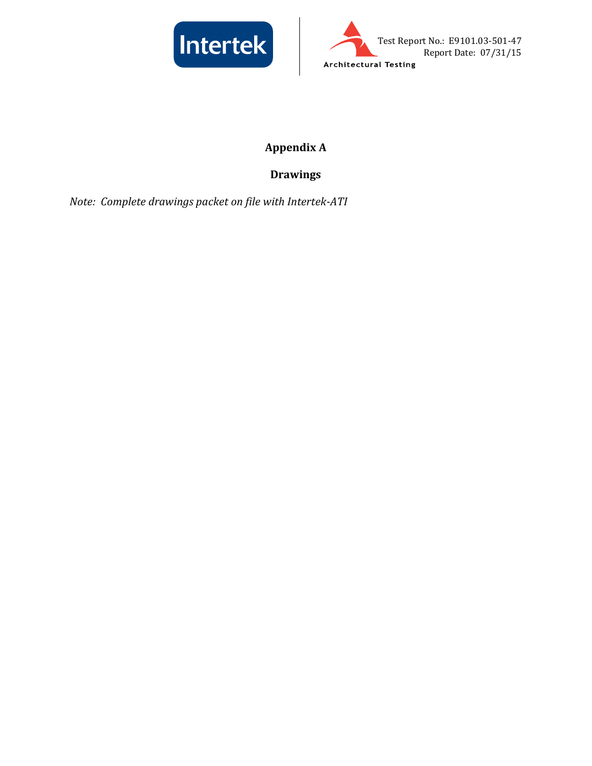# Appendix A

## Drawings

*Note: Complete drawings packet on file with Intertek-ATI*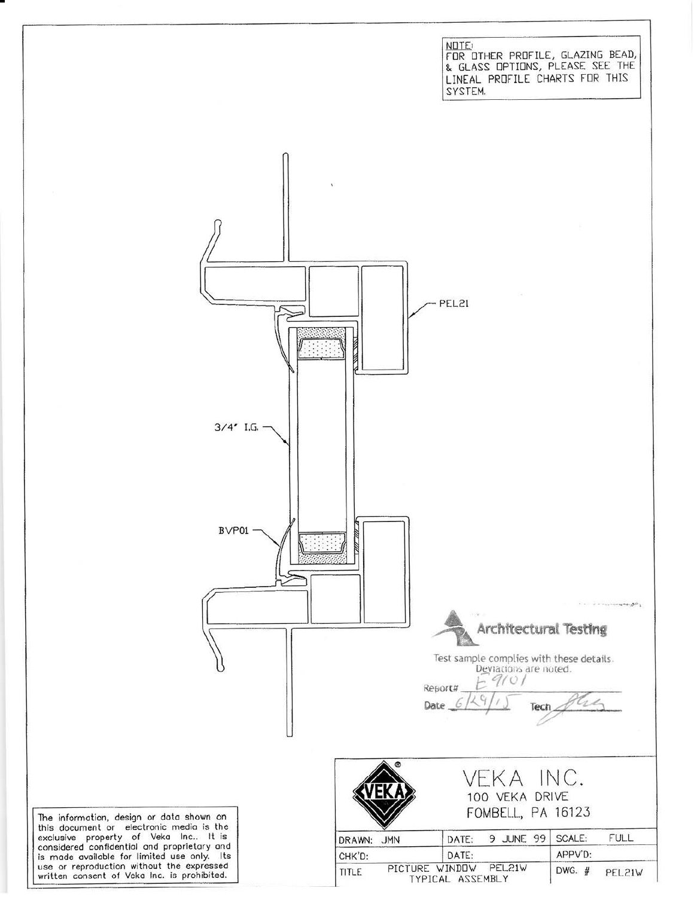NOTE:
FOR OTHER PROFILE, GLAZING BEAD, & GLASS OPTIONS, PLEASE SEE THE LINEAL PROFILE CHARTS FOR THIS SYSTEM.

PEL21

3/4" I.G.

BVP01

Architectural Testing

Test sample complies with these details. Deviations are noted.

Report# E9101

Date 6/29/15 Tech

The information, design or data shown on this document or electronic media is the exclusive property of Veka Inc.. It is considered confidential and proprietary and is made available for limited use only. Its use or reproduction without the expressed written consent of Veka Inc. is prohibited.

VEKA INC.
100 VEKA DRIVE
FOMBELL, PA 16123

| | | |
|---|---|---|
| DRAWN: JMN | DATE: 9 JUNE 99 | SCALE: FULL |
| CHK'D: | DATE: | APPV'D: |
| TITLE | PICTURE WINDOW PEL21W TYPICAL ASSEMBLY | DWG. # PEL21W |